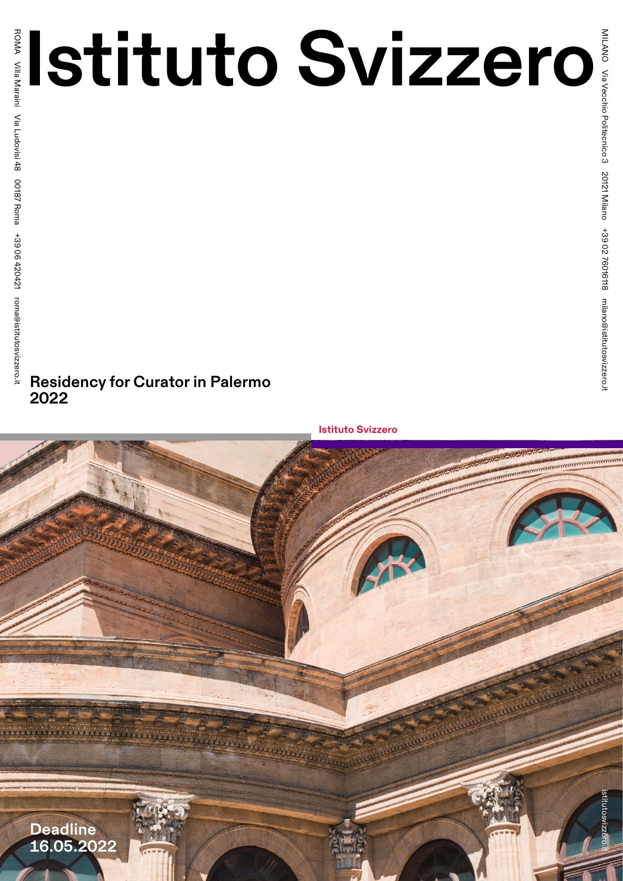# Istituto Svizzero

ROMA Villa Maraini Via Ludovisi 48 00187 Roma +39 06 420421 roma@istitutosvizzero.it

MILANO Via Vecchio Politecnico 3 20121 Milano +39 02 76016118 milano@istitutosvizzero.it

## Residency for Curator in Palermo 2022

**Istituto Svizzero**

**Deadline 16.05.2022**

istitutosvizzero.it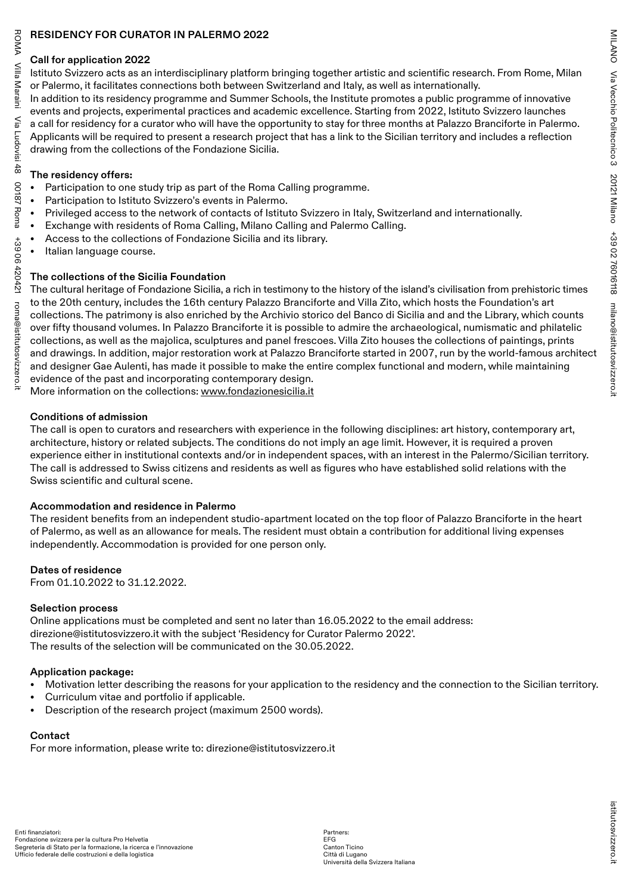## RESIDENCY FOR CURATOR IN PALERMO 2022

### Call for application 2022

Istituto Svizzero acts as an interdisciplinary platform bringing together artistic and scientific research. From Rome, Milan or Palermo, it facilitates connections both between Switzerland and Italy, as well as internationally.
In addition to its residency programme and Summer Schools, the Institute promotes a public programme of innovative events and projects, experimental practices and academic excellence. Starting from 2022, Istituto Svizzero launches a call for residency for a curator who will have the opportunity to stay for three months at Palazzo Branciforte in Palermo. Applicants will be required to present a research project that has a link to the Sicilian territory and includes a reflection drawing from the collections of the Fondazione Sicilia.

### The residency offers:

- Participation to one study trip as part of the Roma Calling programme.
- Participation to Istituto Svizzero's events in Palermo.
- Privileged access to the network of contacts of Istituto Svizzero in Italy, Switzerland and internationally.
- Exchange with residents of Roma Calling, Milano Calling and Palermo Calling.
- Access to the collections of Fondazione Sicilia and its library.
- Italian language course.

### The collections of the Sicilia Foundation

The cultural heritage of Fondazione Sicilia, a rich in testimony to the history of the island's civilisation from prehistoric times to the 20th century, includes the 16th century Palazzo Branciforte and Villa Zito, which hosts the Foundation's art collections. The patrimony is also enriched by the Archivio storico del Banco di Sicilia and and the Library, which counts over fifty thousand volumes. In Palazzo Branciforte it is possible to admire the archaeological, numismatic and philatelic collections, as well as the majolica, sculptures and panel frescoes. Villa Zito houses the collections of paintings, prints and drawings. In addition, major restoration work at Palazzo Branciforte started in 2007, run by the world-famous architect and designer Gae Aulenti, has made it possible to make the entire complex functional and modern, while maintaining evidence of the past and incorporating contemporary design.
More information on the collections: www.fondazionesicilia.it

### Conditions of admission

The call is open to curators and researchers with experience in the following disciplines: art history, contemporary art, architecture, history or related subjects. The conditions do not imply an age limit. However, it is required a proven experience either in institutional contexts and/or in independent spaces, with an interest in the Palermo/Sicilian territory. The call is addressed to Swiss citizens and residents as well as figures who have established solid relations with the Swiss scientific and cultural scene.

### Accommodation and residence in Palermo

The resident benefits from an independent studio-apartment located on the top floor of Palazzo Branciforte in the heart of Palermo, as well as an allowance for meals. The resident must obtain a contribution for additional living expenses independently. Accommodation is provided for one person only.

### Dates of residence

From 01.10.2022 to 31.12.2022.

### Selection process

Online applications must be completed and sent no later than 16.05.2022 to the email address:
direzione@istitutosvizzero.it with the subject 'Residency for Curator Palermo 2022'.
The results of the selection will be communicated on the 30.05.2022.

### Application package:

- Motivation letter describing the reasons for your application to the residency and the connection to the Sicilian territory.
- Curriculum vitae and portfolio if applicable.
- Description of the research project (maximum 2500 words).

### Contact

For more information, please write to: direzione@istitutosvizzero.it

Enti finanziatori:
Fondazione svizzera per la cultura Pro Helvetia
Segreteria di Stato per la formazione, la ricerca e l'innovazione
Ufficio federale delle costruzioni e della logistica

Partners:
EFG
Canton Ticino
Città di Lugano
Università della Svizzera Italiana